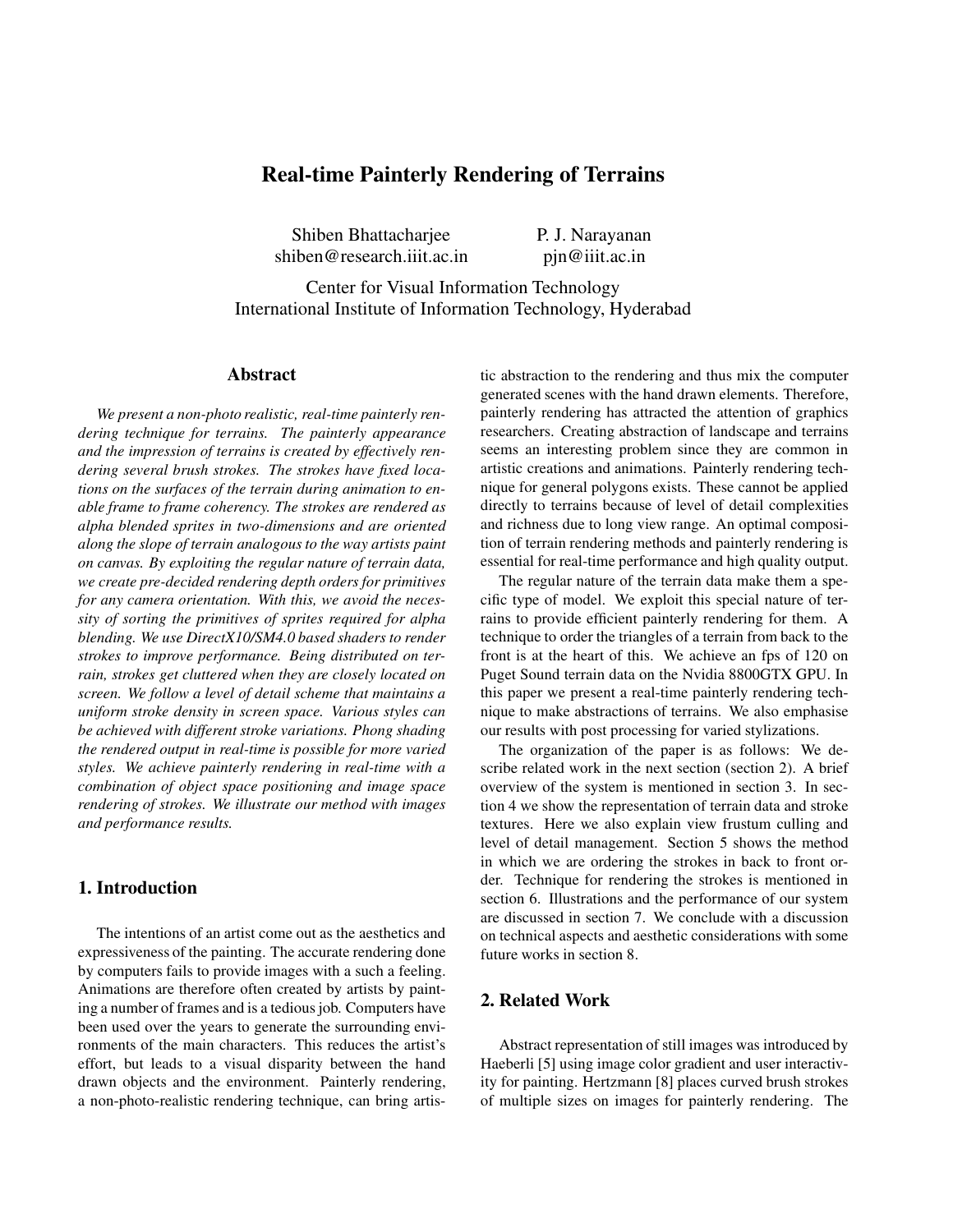# Real-time Painterly Rendering of Terrains

Shiben Bhattacharjee
shiben@research.iiit.ac.in

P. J. Narayanan
pjn@iiit.ac.in

Center for Visual Information Technology
International Institute of Information Technology, Hyderabad

## Abstract

*We present a non-photo realistic, real-time painterly rendering technique for terrains. The painterly appearance and the impression of terrains is created by effectively rendering several brush strokes. The strokes have fixed locations on the surfaces of the terrain during animation to enable frame to frame coherency. The strokes are rendered as alpha blended sprites in two-dimensions and are oriented along the slope of terrain analogous to the way artists paint on canvas. By exploiting the regular nature of terrain data, we create pre-decided rendering depth orders for primitives for any camera orientation. With this, we avoid the necessity of sorting the primitives of sprites required for alpha blending. We use DirectX10/SM4.0 based shaders to render strokes to improve performance. Being distributed on terrain, strokes get cluttered when they are closely located on screen. We follow a level of detail scheme that maintains a uniform stroke density in screen space. Various styles can be achieved with different stroke variations. Phong shading the rendered output in real-time is possible for more varied styles. We achieve painterly rendering in real-time with a combination of object space positioning and image space rendering of strokes. We illustrate our method with images and performance results.*

## 1. Introduction

The intentions of an artist come out as the aesthetics and expressiveness of the painting. The accurate rendering done by computers fails to provide images with a such a feeling. Animations are therefore often created by artists by painting a number of frames and is a tedious job. Computers have been used over the years to generate the surrounding environments of the main characters. This reduces the artist's effort, but leads to a visual disparity between the hand drawn objects and the environment. Painterly rendering, a non-photo-realistic rendering technique, can bring artistic abstraction to the rendering and thus mix the computer generated scenes with the hand drawn elements. Therefore, painterly rendering has attracted the attention of graphics researchers. Creating abstraction of landscape and terrains seems an interesting problem since they are common in artistic creations and animations. Painterly rendering technique for general polygons exists. These cannot be applied directly to terrains because of level of detail complexities and richness due to long view range. An optimal composition of terrain rendering methods and painterly rendering is essential for real-time performance and high quality output.

The regular nature of the terrain data make them a specific type of model. We exploit this special nature of terrains to provide efficient painterly rendering for them. A technique to order the triangles of a terrain from back to the front is at the heart of this. We achieve an fps of 120 on Puget Sound terrain data on the Nvidia 8800GTX GPU. In this paper we present a real-time painterly rendering technique to make abstractions of terrains. We also emphasise our results with post processing for varied stylizations.

The organization of the paper is as follows: We describe related work in the next section (section 2). A brief overview of the system is mentioned in section 3. In section 4 we show the representation of terrain data and stroke textures. Here we also explain view frustum culling and level of detail management. Section 5 shows the method in which we are ordering the strokes in back to front order. Technique for rendering the strokes is mentioned in section 6. Illustrations and the performance of our system are discussed in section 7. We conclude with a discussion on technical aspects and aesthetic considerations with some future works in section 8.

## 2. Related Work

Abstract representation of still images was introduced by Haeberli [5] using image color gradient and user interactivity for painting. Hertzmann [8] places curved brush strokes of multiple sizes on images for painterly rendering. The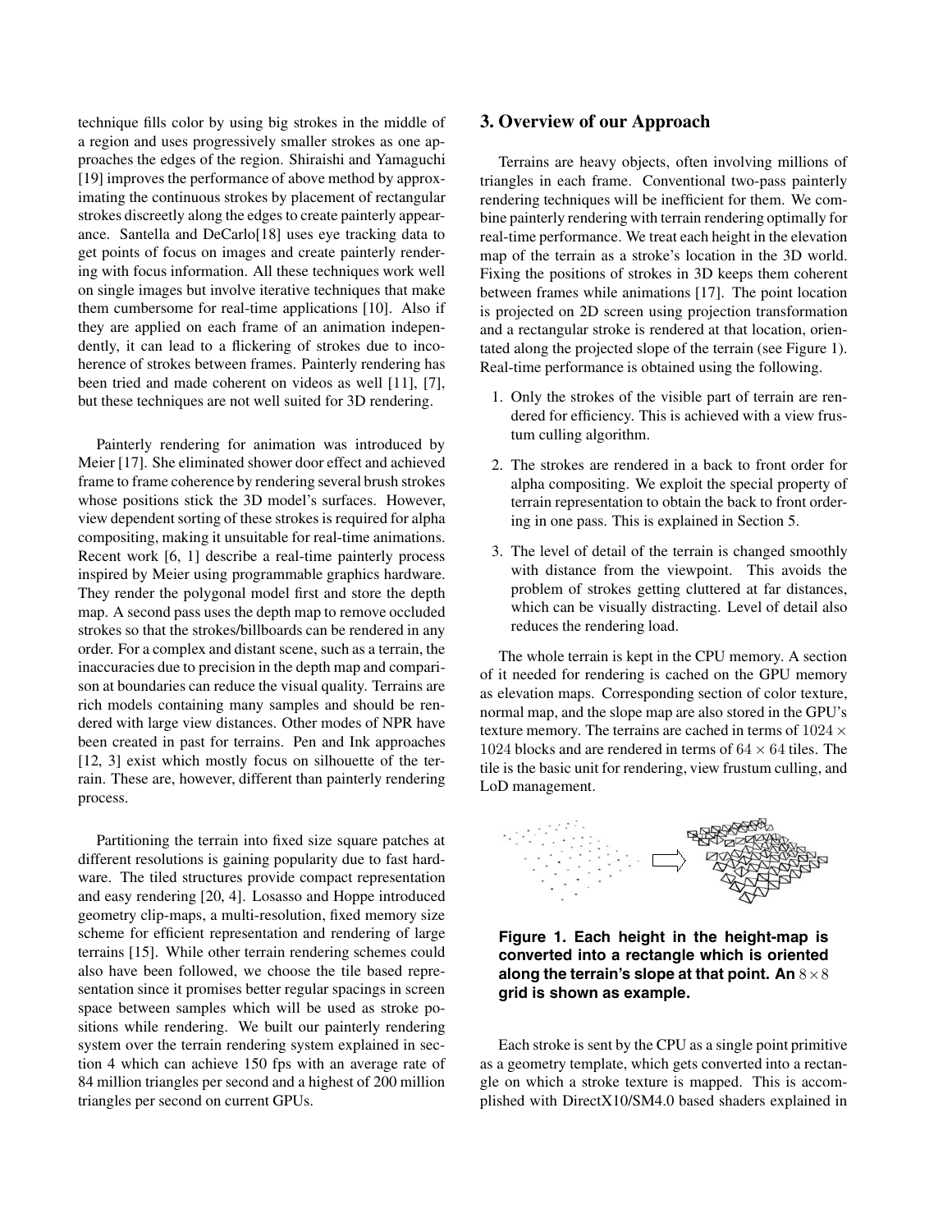technique fills color by using big strokes in the middle of a region and uses progressively smaller strokes as one approaches the edges of the region. Shiraishi and Yamaguchi [19] improves the performance of above method by approximating the continuous strokes by placement of rectangular strokes discreetly along the edges to create painterly appearance. Santella and DeCarlo[18] uses eye tracking data to get points of focus on images and create painterly rendering with focus information. All these techniques work well on single images but involve iterative techniques that make them cumbersome for real-time applications [10]. Also if they are applied on each frame of an animation independently, it can lead to a flickering of strokes due to incoherence of strokes between frames. Painterly rendering has been tried and made coherent on videos as well [11], [7], but these techniques are not well suited for 3D rendering.

Painterly rendering for animation was introduced by Meier [17]. She eliminated shower door effect and achieved frame to frame coherence by rendering several brush strokes whose positions stick the 3D model's surfaces. However, view dependent sorting of these strokes is required for alpha compositing, making it unsuitable for real-time animations. Recent work [6, 1] describe a real-time painterly process inspired by Meier using programmable graphics hardware. They render the polygonal model first and store the depth map. A second pass uses the depth map to remove occluded strokes so that the strokes/billboards can be rendered in any order. For a complex and distant scene, such as a terrain, the inaccuracies due to precision in the depth map and comparison at boundaries can reduce the visual quality. Terrains are rich models containing many samples and should be rendered with large view distances. Other modes of NPR have been created in past for terrains. Pen and Ink approaches [12, 3] exist which mostly focus on silhouette of the terrain. These are, however, different than painterly rendering process.

Partitioning the terrain into fixed size square patches at different resolutions is gaining popularity due to fast hardware. The tiled structures provide compact representation and easy rendering [20, 4]. Losasso and Hoppe introduced geometry clip-maps, a multi-resolution, fixed memory size scheme for efficient representation and rendering of large terrains [15]. While other terrain rendering schemes could also have been followed, we choose the tile based representation since it promises better regular spacings in screen space between samples which will be used as stroke positions while rendering. We built our painterly rendering system over the terrain rendering system explained in section 4 which can achieve 150 fps with an average rate of 84 million triangles per second and a highest of 200 million triangles per second on current GPUs.

## 3. Overview of our Approach

Terrains are heavy objects, often involving millions of triangles in each frame. Conventional two-pass painterly rendering techniques will be inefficient for them. We combine painterly rendering with terrain rendering optimally for real-time performance. We treat each height in the elevation map of the terrain as a stroke's location in the 3D world. Fixing the positions of strokes in 3D keeps them coherent between frames while animations [17]. The point location is projected on 2D screen using projection transformation and a rectangular stroke is rendered at that location, orientated along the projected slope of the terrain (see Figure 1). Real-time performance is obtained using the following.

1. Only the strokes of the visible part of terrain are rendered for efficiency. This is achieved with a view frustum culling algorithm.
2. The strokes are rendered in a back to front order for alpha compositing. We exploit the special property of terrain representation to obtain the back to front ordering in one pass. This is explained in Section 5.
3. The level of detail of the terrain is changed smoothly with distance from the viewpoint. This avoids the problem of strokes getting cluttered at far distances, which can be visually distracting. Level of detail also reduces the rendering load.

The whole terrain is kept in the CPU memory. A section of it needed for rendering is cached on the GPU memory as elevation maps. Corresponding section of color texture, normal map, and the slope map are also stored in the GPU's texture memory. The terrains are cached in terms of $1024 \times 1024$ blocks and are rendered in terms of $64 \times 64$ tiles. The tile is the basic unit for rendering, view frustum culling, and LoD management.

**Figure 1. Each height in the height-map is converted into a rectangle which is oriented along the terrain's slope at that point. An $8 \times 8$ grid is shown as example.**

Each stroke is sent by the CPU as a single point primitive as a geometry template, which gets converted into a rectangle on which a stroke texture is mapped. This is accomplished with DirectX10/SM4.0 based shaders explained in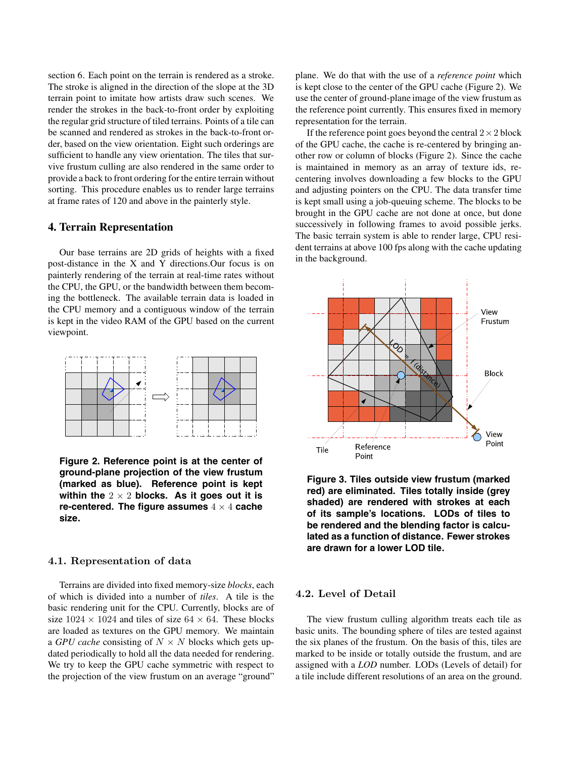section 6. Each point on the terrain is rendered as a stroke. The stroke is aligned in the direction of the slope at the 3D terrain point to imitate how artists draw such scenes. We render the strokes in the back-to-front order by exploiting the regular grid structure of tiled terrains. Points of a tile can be scanned and rendered as strokes in the back-to-front order, based on the view orientation. Eight such orderings are sufficient to handle any view orientation. The tiles that survive frustum culling are also rendered in the same order to provide a back to front ordering for the entire terrain without sorting. This procedure enables us to render large terrains at frame rates of 120 and above in the painterly style.

## 4. Terrain Representation

Our base terrains are 2D grids of heights with a fixed post-distance in the X and Y directions.Our focus is on painterly rendering of the terrain at real-time rates without the CPU, the GPU, or the bandwidth between them becoming the bottleneck. The available terrain data is loaded in the CPU memory and a contiguous window of the terrain is kept in the video RAM of the GPU based on the current viewpoint.

**Figure 2. Reference point is at the center of ground-plane projection of the view frustum (marked as blue). Reference point is kept within the $2 \times 2$ blocks. As it goes out it is re-centered. The figure assumes $4 \times 4$ cache size.**

### 4.1. Representation of data

Terrains are divided into fixed memory-size *blocks*, each of which is divided into a number of *tiles*. A tile is the basic rendering unit for the CPU. Currently, blocks are of size $1024 \times 1024$ and tiles of size $64 \times 64$. These blocks are loaded as textures on the GPU memory. We maintain a *GPU cache* consisting of $N \times N$ blocks which gets updated periodically to hold all the data needed for rendering. We try to keep the GPU cache symmetric with respect to the projection of the view frustum on an average "ground" plane. We do that with the use of a *reference point* which is kept close to the center of the GPU cache (Figure 2). We use the center of ground-plane image of the view frustum as the reference point currently. This ensures fixed in memory representation for the terrain.

If the reference point goes beyond the central $2 \times 2$ block of the GPU cache, the cache is re-centered by bringing another row or column of blocks (Figure 2). Since the cache is maintained in memory as an array of texture ids, re-centering involves downloading a few blocks to the GPU and adjusting pointers on the CPU. The data transfer time is kept small using a job-queuing scheme. The blocks to be brought in the GPU cache are not done at once, but done successively in following frames to avoid possible jerks. The basic terrain system is able to render large, CPU resident terrains at above 100 fps along with the cache updating in the background.

View Frustum
Block
View Point
Tile
Reference Point
LOD = f (distance)

**Figure 3. Tiles outside view frustum (marked red) are eliminated. Tiles totally inside (grey shaded) are rendered with strokes at each of its sample's locations. LODs of tiles to be rendered and the blending factor is calculated as a function of distance. Fewer strokes are drawn for a lower LOD tile.**

### 4.2. Level of Detail

The view frustum culling algorithm treats each tile as basic units. The bounding sphere of tiles are tested against the six planes of the frustum. On the basis of this, tiles are marked to be inside or totally outside the frustum, and are assigned with a *LOD* number. LODs (Levels of detail) for a tile include different resolutions of an area on the ground.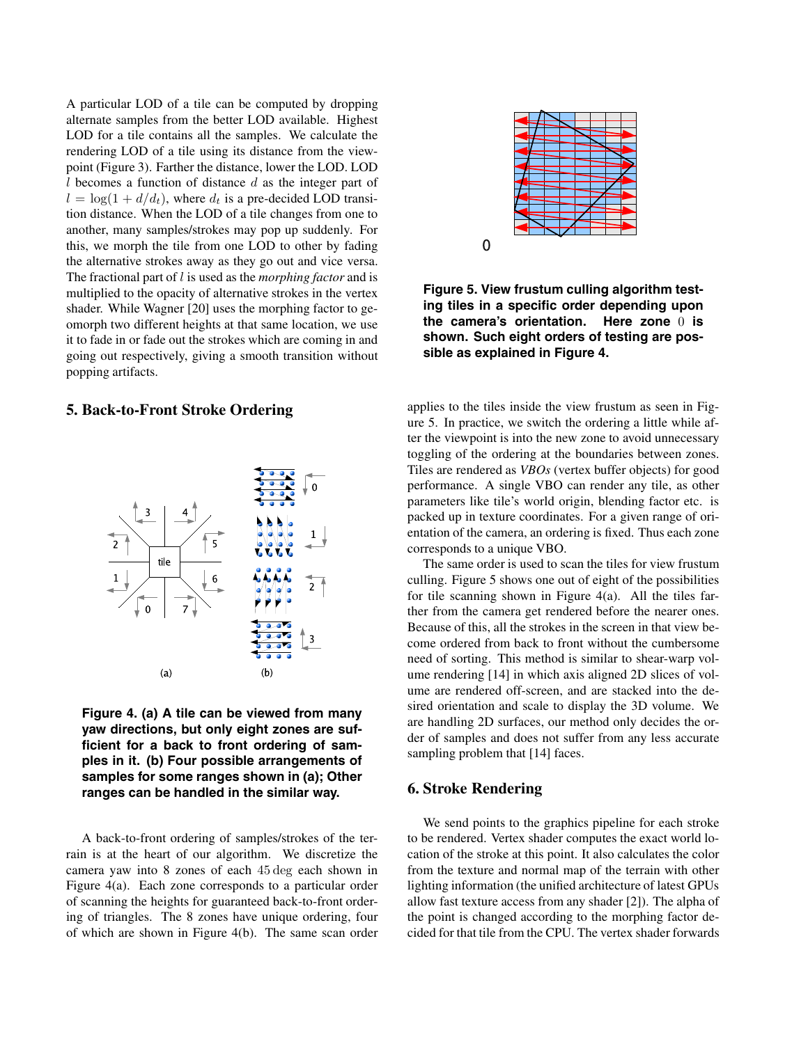A particular LOD of a tile can be computed by dropping alternate samples from the better LOD available. Highest LOD for a tile contains all the samples. We calculate the rendering LOD of a tile using its distance from the viewpoint (Figure 3). Farther the distance, lower the LOD. LOD $l$ becomes a function of distance $d$ as the integer part of $l = \log(1 + d/d_t)$, where $d_t$ is a pre-decided LOD transition distance. When the LOD of a tile changes from one to another, many samples/strokes may pop up suddenly. For this, we morph the tile from one LOD to other by fading the alternative strokes away as they go out and vice versa. The fractional part of $l$ is used as the *morphing factor* and is multiplied to the opacity of alternative strokes in the vertex shader. While Wagner [20] uses the morphing factor to geomorph two different heights at that same location, we use it to fade in or fade out the strokes which are coming in and going out respectively, giving a smooth transition without popping artifacts.

## 5. Back-to-Front Stroke Ordering

3
4
2
5
tile
1
6
0
7
(a)
0
1
2
3
(b)

**Figure 4. (a) A tile can be viewed from many yaw directions, but only eight zones are sufficient for a back to front ordering of samples in it. (b) Four possible arrangements of samples for some ranges shown in (a); Other ranges can be handled in the similar way.**

A back-to-front ordering of samples/strokes of the terrain is at the heart of our algorithm. We discretize the camera yaw into 8 zones of each 45 deg each shown in Figure 4(a). Each zone corresponds to a particular order of scanning the heights for guaranteed back-to-front ordering of triangles. The 8 zones have unique ordering, four of which are shown in Figure 4(b). The same scan order applies to the tiles inside the view frustum as seen in Figure 5. In practice, we switch the ordering a little while after the viewpoint is into the new zone to avoid unnecessary toggling of the ordering at the boundaries between zones. Tiles are rendered as *VBOs* (vertex buffer objects) for good performance. A single VBO can render any tile, as other parameters like tile's world origin, blending factor etc. is packed up in texture coordinates. For a given range of orientation of the camera, an ordering is fixed. Thus each zone corresponds to a unique VBO.

0

**Figure 5. View frustum culling algorithm testing tiles in a specific order depending upon the camera's orientation. Here zone $0$ is shown. Such eight orders of testing are possible as explained in Figure 4.**

The same order is used to scan the tiles for view frustum culling. Figure 5 shows one out of eight of the possibilities for tile scanning shown in Figure 4(a). All the tiles farther from the camera get rendered before the nearer ones. Because of this, all the strokes in the screen in that view become ordered from back to front without the cumbersome need of sorting. This method is similar to shear-warp volume rendering [14] in which axis aligned 2D slices of volume are rendered off-screen, and are stacked into the desired orientation and scale to display the 3D volume. We are handling 2D surfaces, our method only decides the order of samples and does not suffer from any less accurate sampling problem that [14] faces.

## 6. Stroke Rendering

We send points to the graphics pipeline for each stroke to be rendered. Vertex shader computes the exact world location of the stroke at this point. It also calculates the color from the texture and normal map of the terrain with other lighting information (the unified architecture of latest GPUs allow fast texture access from any shader [2]). The alpha of the point is changed according to the morphing factor decided for that tile from the CPU. The vertex shader forwards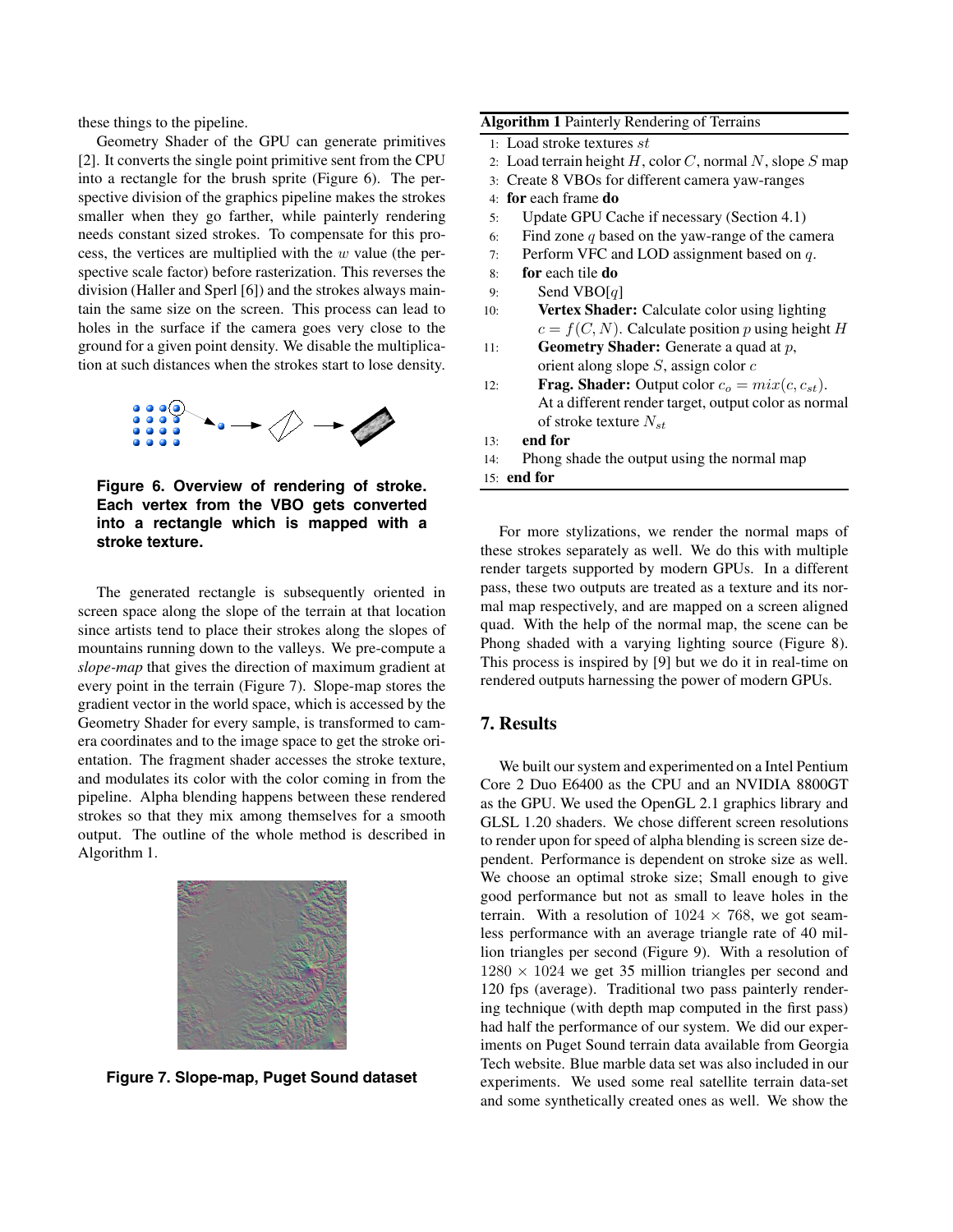these things to the pipeline.

Geometry Shader of the GPU can generate primitives [2]. It converts the single point primitive sent from the CPU into a rectangle for the brush sprite (Figure 6). The perspective division of the graphics pipeline makes the strokes smaller when they go farther, while painterly rendering needs constant sized strokes. To compensate for this process, the vertices are multiplied with the $w$ value (the perspective scale factor) before rasterization. This reverses the division (Haller and Sperl [6]) and the strokes always maintain the same size on the screen. This process can lead to holes in the surface if the camera goes very close to the ground for a given point density. We disable the multiplication at such distances when the strokes start to lose density.

**Figure 6. Overview of rendering of stroke. Each vertex from the VBO gets converted into a rectangle which is mapped with a stroke texture.**

The generated rectangle is subsequently oriented in screen space along the slope of the terrain at that location since artists tend to place their strokes along the slopes of mountains running down to the valleys. We pre-compute a *slope-map* that gives the direction of maximum gradient at every point in the terrain (Figure 7). Slope-map stores the gradient vector in the world space, which is accessed by the Geometry Shader for every sample, is transformed to camera coordinates and to the image space to get the stroke orientation. The fragment shader accesses the stroke texture, and modulates its color with the color coming in from the pipeline. Alpha blending happens between these rendered strokes so that they mix among themselves for a smooth output. The outline of the whole method is described in Algorithm 1.

**Figure 7. Slope-map, Puget Sound dataset**

**Algorithm 1** Painterly Rendering of Terrains

```
1: Load stroke textures st
2: Load terrain height H, color C, normal N, slope S map
3: Create 8 VBOs for different camera yaw-ranges
4: for each frame do
5:    Update GPU Cache if necessary (Section 4.1)
6:    Find zone q based on the yaw-range of the camera
7:    Perform VFC and LOD assignment based on q.
8:    for each tile do
9:       Send VBO[q]
10:      Vertex Shader: Calculate color using lighting
         c = f(C, N). Calculate position p using height H
11:      Geometry Shader: Generate a quad at p,
         orient along slope S, assign color c
12:      Frag. Shader: Output color c_o = mix(c, c_st).
         At a different render target, output color as normal
         of stroke texture N_st
13:   end for
14:   Phong shade the output using the normal map
15: end for
```

For more stylizations, we render the normal maps of these strokes separately as well. We do this with multiple render targets supported by modern GPUs. In a different pass, these two outputs are treated as a texture and its normal map respectively, and are mapped on a screen aligned quad. With the help of the normal map, the scene can be Phong shaded with a varying lighting source (Figure 8). This process is inspired by [9] but we do it in real-time on rendered outputs harnessing the power of modern GPUs.

## 7. Results

We built our system and experimented on a Intel Pentium Core 2 Duo E6400 as the CPU and an NVIDIA 8800GT as the GPU. We used the OpenGL 2.1 graphics library and GLSL 1.20 shaders. We chose different screen resolutions to render upon for speed of alpha blending is screen size dependent. Performance is dependent on stroke size as well. We choose an optimal stroke size; Small enough to give good performance but not as small to leave holes in the terrain. With a resolution of $1024 \times 768$, we got seamless performance with an average triangle rate of 40 million triangles per second (Figure 9). With a resolution of $1280 \times 1024$ we get 35 million triangles per second and 120 fps (average). Traditional two pass painterly rendering technique (with depth map computed in the first pass) had half the performance of our system. We did our experiments on Puget Sound terrain data available from Georgia Tech website. Blue marble data set was also included in our experiments. We used some real satellite terrain data-set and some synthetically created ones as well. We show the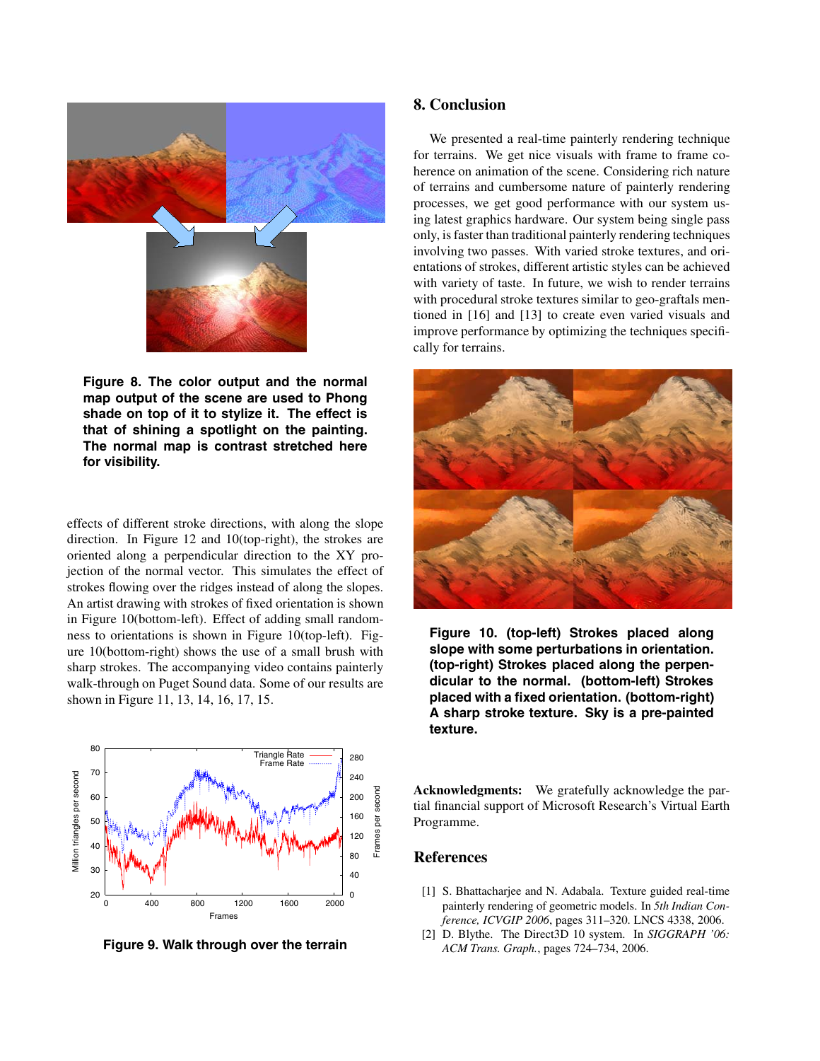Figure 8. The color output and the normal map output of the scene are used to Phong shade on top of it to stylize it. The effect is that of shining a spotlight on the painting. The normal map is contrast stretched here for visibility.

effects of different stroke directions, with along the slope direction. In Figure 12 and 10(top-right), the strokes are oriented along a perpendicular direction to the XY projection of the normal vector. This simulates the effect of strokes flowing over the ridges instead of along the slopes. An artist drawing with strokes of fixed orientation is shown in Figure 10(bottom-left). Effect of adding small randomness to orientations is shown in Figure 10(top-left). Figure 10(bottom-right) shows the use of a small brush with sharp strokes. The accompanying video contains painterly walk-through on Puget Sound data. Some of our results are shown in Figure 11, 13, 14, 16, 17, 15.

Triangle Rate
Frame Rate
Million triangles per second
Frames per second
Frames
80
70
60
50
40
30
20
0
400
800
1200
1600
2000
280
240
200
160
120
80
40
0

Figure 9. Walk through over the terrain

## 8. Conclusion

We presented a real-time painterly rendering technique for terrains. We get nice visuals with frame to frame coherence on animation of the scene. Considering rich nature of terrains and cumbersome nature of painterly rendering processes, we get good performance with our system using latest graphics hardware. Our system being single pass only, is faster than traditional painterly rendering techniques involving two passes. With varied stroke textures, and orientations of strokes, different artistic styles can be achieved with variety of taste. In future, we wish to render terrains with procedural stroke textures similar to geo-graftals mentioned in [16] and [13] to create even varied visuals and improve performance by optimizing the techniques specifically for terrains.

Figure 10. (top-left) Strokes placed along slope with some perturbations in orientation. (top-right) Strokes placed along the perpendicular to the normal. (bottom-left) Strokes placed with a fixed orientation. (bottom-right) A sharp stroke texture. Sky is a pre-painted texture.

**Acknowledgments:** We gratefully acknowledge the partial financial support of Microsoft Research's Virtual Earth Programme.

## References

[1] S. Bhattacharjee and N. Adabala. Texture guided real-time painterly rendering of geometric models. In *5th Indian Conference, ICVGIP 2006*, pages 311–320. LNCS 4338, 2006.

[2] D. Blythe. The Direct3D 10 system. In *SIGGRAPH '06: ACM Trans. Graph.*, pages 724–734, 2006.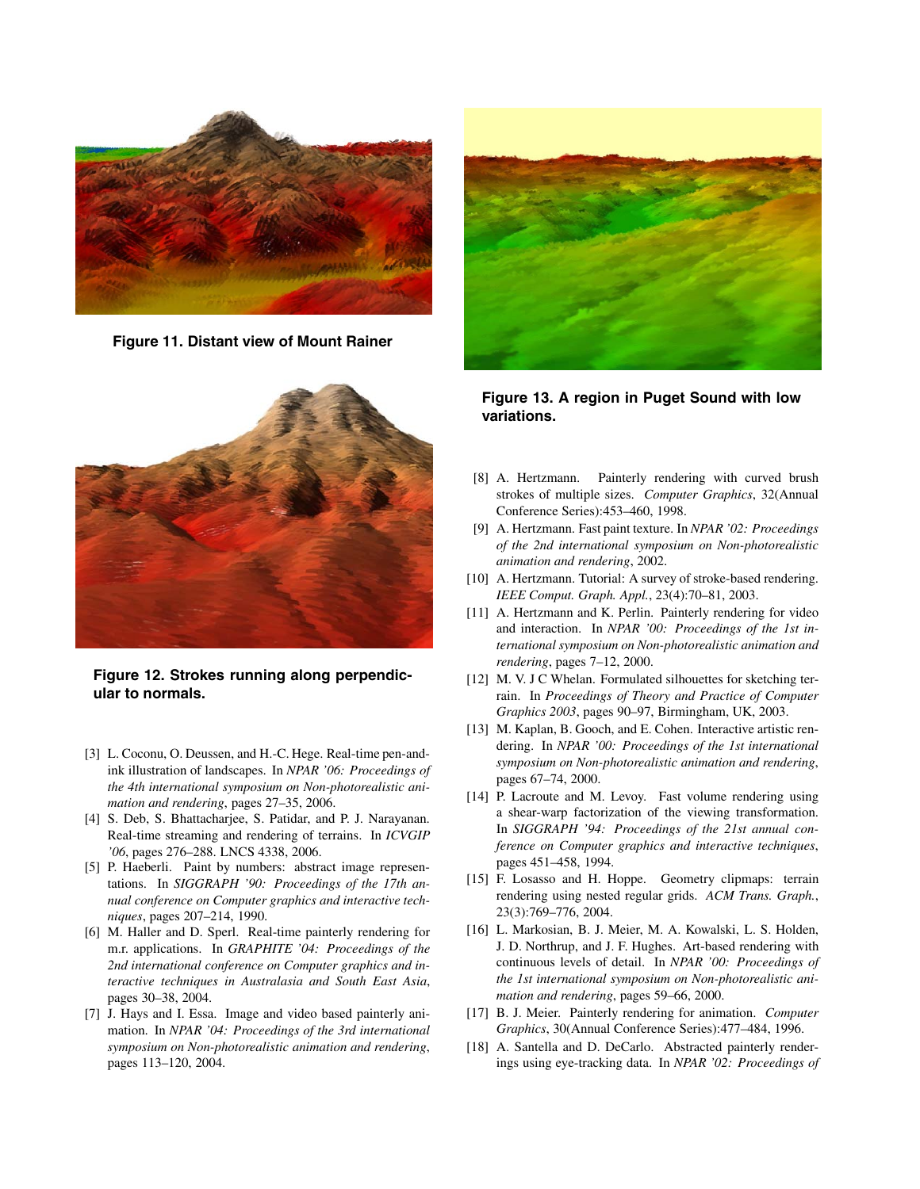**Figure 11. Distant view of Mount Rainer**

**Figure 12. Strokes running along perpendicular to normals.**

**Figure 13. A region in Puget Sound with low variations.**

[3] L. Coconu, O. Deussen, and H.-C. Hege. Real-time pen-and-ink illustration of landscapes. In *NPAR '06: Proceedings of the 4th international symposium on Non-photorealistic animation and rendering*, pages 27–35, 2006.

[4] S. Deb, S. Bhattacharjee, S. Patidar, and P. J. Narayanan. Real-time streaming and rendering of terrains. In *ICVGIP '06*, pages 276–288. LNCS 4338, 2006.

[5] P. Haeberli. Paint by numbers: abstract image representations. In *SIGGRAPH '90: Proceedings of the 17th annual conference on Computer graphics and interactive techniques*, pages 207–214, 1990.

[6] M. Haller and D. Sperl. Real-time painterly rendering for m.r. applications. In *GRAPHITE '04: Proceedings of the 2nd international conference on Computer graphics and interactive techniques in Australasia and South East Asia*, pages 30–38, 2004.

[7] J. Hays and I. Essa. Image and video based painterly animation. In *NPAR '04: Proceedings of the 3rd international symposium on Non-photorealistic animation and rendering*, pages 113–120, 2004.

[8] A. Hertzmann. Painterly rendering with curved brush strokes of multiple sizes. *Computer Graphics*, 32(Annual Conference Series):453–460, 1998.

[9] A. Hertzmann. Fast paint texture. In *NPAR '02: Proceedings of the 2nd international symposium on Non-photorealistic animation and rendering*, 2002.

[10] A. Hertzmann. Tutorial: A survey of stroke-based rendering. *IEEE Comput. Graph. Appl.*, 23(4):70–81, 2003.

[11] A. Hertzmann and K. Perlin. Painterly rendering for video and interaction. In *NPAR '00: Proceedings of the 1st international symposium on Non-photorealistic animation and rendering*, pages 7–12, 2000.

[12] M. V. J C Whelan. Formulated silhouettes for sketching terrain. In *Proceedings of Theory and Practice of Computer Graphics 2003*, pages 90–97, Birmingham, UK, 2003.

[13] M. Kaplan, B. Gooch, and E. Cohen. Interactive artistic rendering. In *NPAR '00: Proceedings of the 1st international symposium on Non-photorealistic animation and rendering*, pages 67–74, 2000.

[14] P. Lacroute and M. Levoy. Fast volume rendering using a shear-warp factorization of the viewing transformation. In *SIGGRAPH '94: Proceedings of the 21st annual conference on Computer graphics and interactive techniques*, pages 451–458, 1994.

[15] F. Losasso and H. Hoppe. Geometry clipmaps: terrain rendering using nested regular grids. *ACM Trans. Graph.*, 23(3):769–776, 2004.

[16] L. Markosian, B. J. Meier, M. A. Kowalski, L. S. Holden, J. D. Northrup, and J. F. Hughes. Art-based rendering with continuous levels of detail. In *NPAR '00: Proceedings of the 1st international symposium on Non-photorealistic animation and rendering*, pages 59–66, 2000.

[17] B. J. Meier. Painterly rendering for animation. *Computer Graphics*, 30(Annual Conference Series):477–484, 1996.

[18] A. Santella and D. DeCarlo. Abstracted painterly renderings using eye-tracking data. In *NPAR '02: Proceedings of*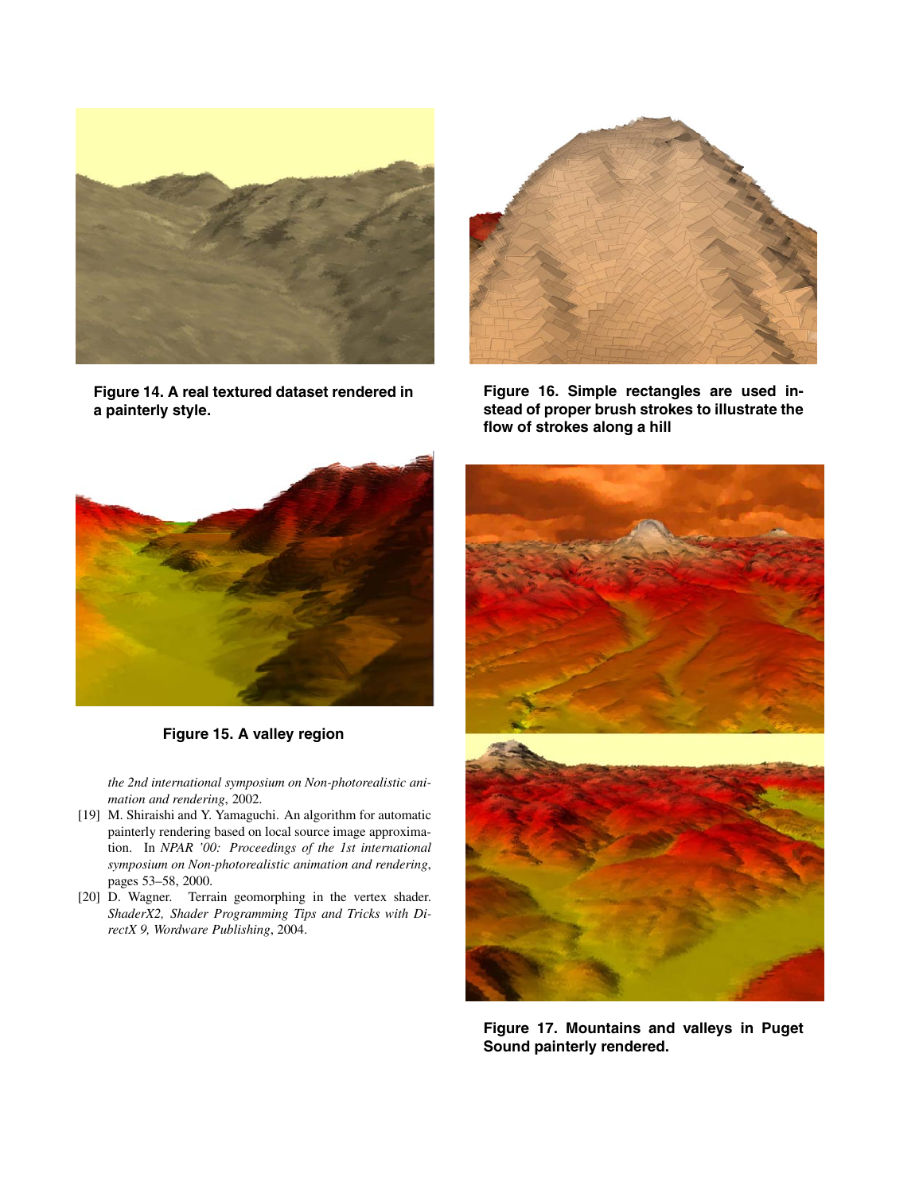**Figure 14. A real textured dataset rendered in a painterly style.**

**Figure 16. Simple rectangles are used instead of proper brush strokes to illustrate the flow of strokes along a hill**

**Figure 15. A valley region**

*the 2nd international symposium on Non-photorealistic animation and rendering*, 2002.

[19] M. Shiraishi and Y. Yamaguchi. An algorithm for automatic painterly rendering based on local source image approximation. In *NPAR '00: Proceedings of the 1st international symposium on Non-photorealistic animation and rendering*, pages 53–58, 2000.

[20] D. Wagner. Terrain geomorphing in the vertex shader. *ShaderX2, Shader Programming Tips and Tricks with DirectX 9, Wordware Publishing*, 2004.

**Figure 17. Mountains and valleys in Puget Sound painterly rendered.**